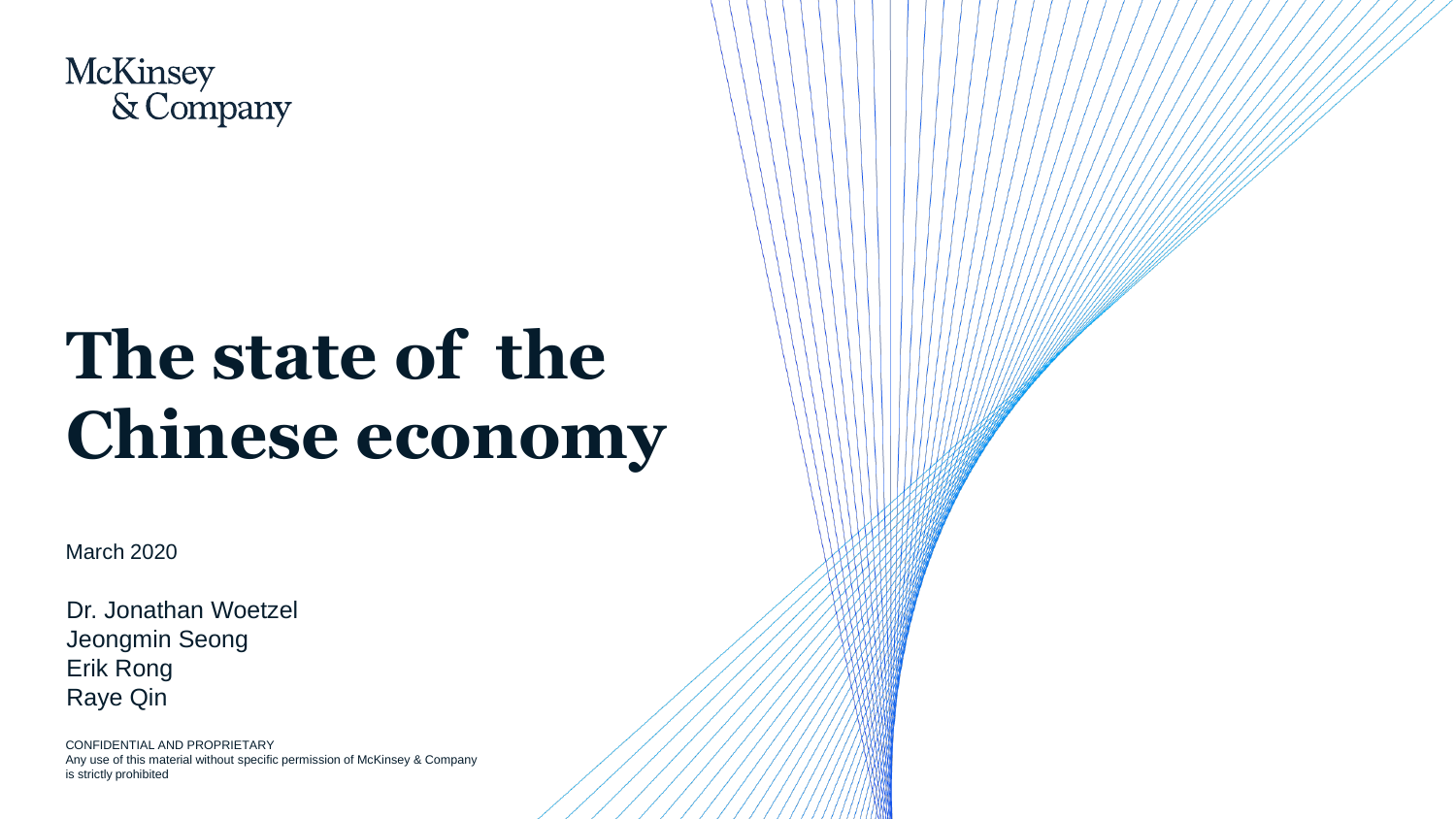McKinsey
& Company

# The state of the Chinese economy

March 2020

Dr. Jonathan Woetzel
Jeongmin Seong
Erik Rong
Raye Qin

CONFIDENTIAL AND PROPRIETARY
Any use of this material without specific permission of McKinsey & Company is strictly prohibited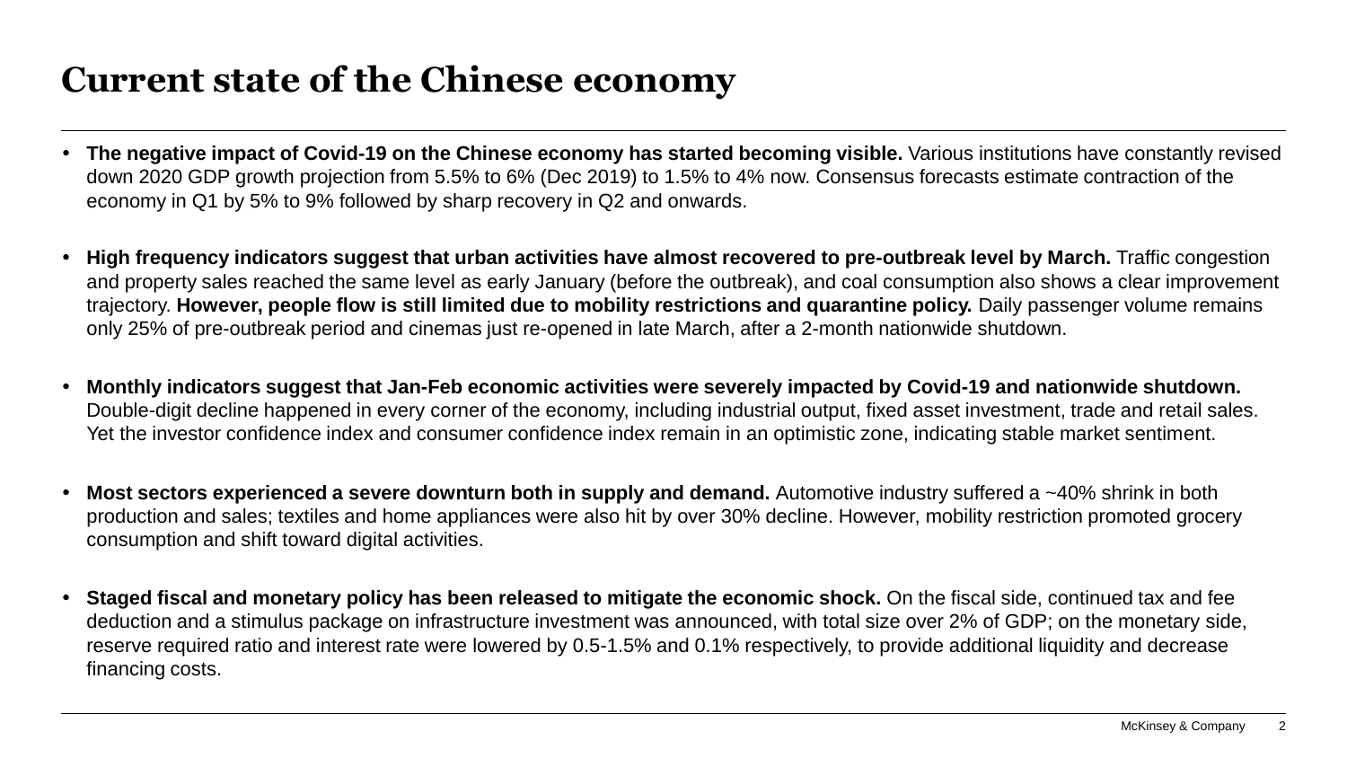# Current state of the Chinese economy

- **The negative impact of Covid-19 on the Chinese economy has started becoming visible.** Various institutions have constantly revised down 2020 GDP growth projection from 5.5% to 6% (Dec 2019) to 1.5% to 4% now. Consensus forecasts estimate contraction of the economy in Q1 by 5% to 9% followed by sharp recovery in Q2 and onwards.

- **High frequency indicators suggest that urban activities have almost recovered to pre-outbreak level by March.** Traffic congestion and property sales reached the same level as early January (before the outbreak), and coal consumption also shows a clear improvement trajectory. **However, people flow is still limited due to mobility restrictions and quarantine policy.** Daily passenger volume remains only 25% of pre-outbreak period and cinemas just re-opened in late March, after a 2-month nationwide shutdown.

- **Monthly indicators suggest that Jan-Feb economic activities were severely impacted by Covid-19 and nationwide shutdown.** Double-digit decline happened in every corner of the economy, including industrial output, fixed asset investment, trade and retail sales. Yet the investor confidence index and consumer confidence index remain in an optimistic zone, indicating stable market sentiment.

- **Most sectors experienced a severe downturn both in supply and demand.** Automotive industry suffered a ~40% shrink in both production and sales; textiles and home appliances were also hit by over 30% decline. However, mobility restriction promoted grocery consumption and shift toward digital activities.

- **Staged fiscal and monetary policy has been released to mitigate the economic shock.** On the fiscal side, continued tax and fee deduction and a stimulus package on infrastructure investment was announced, with total size over 2% of GDP; on the monetary side, reserve required ratio and interest rate were lowered by 0.5-1.5% and 0.1% respectively, to provide additional liquidity and decrease financing costs.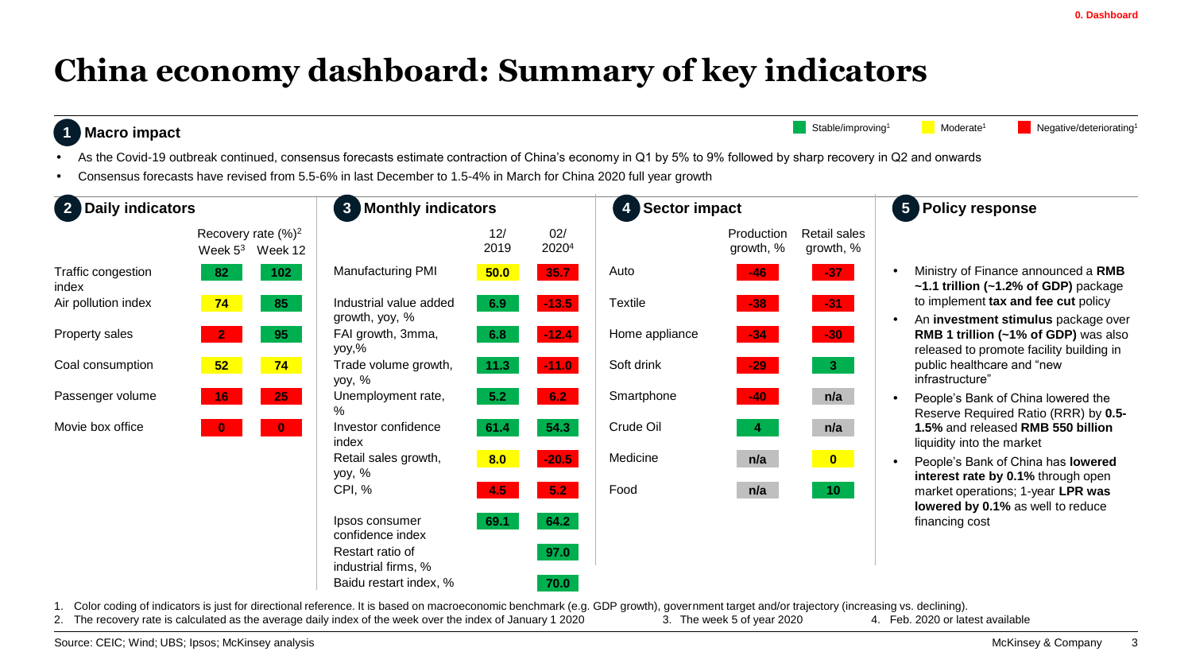# China economy dashboard: Summary of key indicators

## 1 Macro impact

Stable/improving[1] | Moderate[1] | Negative/deteriorating[1]

- As the Covid-19 outbreak continued, consensus forecasts estimate contraction of China's economy in Q1 by 5% to 9% followed by sharp recovery in Q2 and onwards
- Consensus forecasts have revised from 5.5-6% in last December to 1.5-4% in March for China 2020 full year growth

## 2 Daily indicators

| | Recovery rate (%)[2] Week 5[3] | Week 12 |
|---|---|---|
| Traffic congestion index | 82 | 102 |
| Air pollution index | 74 | 85 |
| Property sales | 2 | 95 |
| Coal consumption | 52 | 74 |
| Passenger volume | 16 | 25 |
| Movie box office | 0 | 0 |

## 3 Monthly indicators

| | 12/ 2019 | 02/ 2020[4] |
|---|---|---|
| Manufacturing PMI | 50.0 | 35.7 |
| Industrial value added growth, yoy, % | 6.9 | -13.5 |
| FAI growth, 3mma, yoy,% | 6.8 | -12.4 |
| Trade volume growth, yoy, % | 11.3 | -11.0 |
| Unemployment rate, % | 5.2 | 6.2 |
| Investor confidence index | 61.4 | 54.3 |
| Retail sales growth, yoy, % | 8.0 | -20.5 |
| CPI, % | 4.5 | 5.2 |
| Ipsos consumer confidence index | 69.1 | 64.2 |
| Restart ratio of industrial firms, % | | 97.0 |
| Baidu restart index, % | | 70.0 |

## 4 Sector impact

| | Production growth, % | Retail sales growth, % |
|---|---|---|
| Auto | -46 | -37 |
| Textile | -38 | -31 |
| Home appliance | -34 | -30 |
| Soft drink | -29 | 3 |
| Smartphone | -40 | n/a |
| Crude Oil | 4 | n/a |
| Medicine | n/a | 0 |
| Food | n/a | 10 |

## 5 Policy response

- Ministry of Finance announced a **RMB ~1.1 trillion (~1.2% of GDP)** package to implement **tax and fee cut** policy
- An **investment stimulus** package over **RMB 1 trillion (~1% of GDP)** was also released to promote facility building in public healthcare and "new infrastructure"
- People's Bank of China lowered the Reserve Required Ratio (RRR) by **0.5-1.5%** and released **RMB 550 billion** liquidity into the market
- People's Bank of China has **lowered interest rate by 0.1%** through open market operations; 1-year **LPR was lowered by 0.1%** as well to reduce financing cost

1. Color coding of indicators is just for directional reference. It is based on macroeconomic benchmark (e.g. GDP growth), government target and/or trajectory (increasing vs. declining).
2. The recovery rate is calculated as the average daily index of the week over the index of January 1 2020
3. The week 5 of year 2020
4. Feb. 2020 or latest available

Source: CEIC; Wind; UBS; Ipsos; McKinsey analysis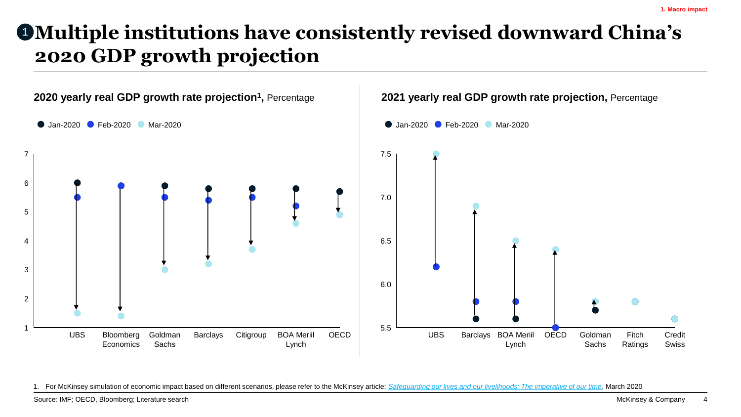# Multiple institutions have consistently revised downward China's 2020 GDP growth projection

**2020 yearly real GDP growth rate projection[1],** Percentage

Jan-2020 Feb-2020 Mar-2020

| Institution | Jan-2020 | Feb-2020 | Mar-2020 |
|---|---|---|---|
| UBS | 6.0 | 5.5 | 1.5 |
| Bloomberg Economics | | 5.9 | 1.4 |
| Goldman Sachs | 5.9 | 5.5 | 3.0 |
| Barclays | 5.8 | 5.4 | 3.2 |
| Citigroup | 5.8 | 5.5 | 3.7 |
| BOA Meriil Lynch | 5.8 | 5.2 | 4.6 |
| OECD | 5.7 | | 4.9 |

**2021 yearly real GDP growth rate projection,** Percentage

Jan-2020 Feb-2020 Mar-2020

| Institution | Jan-2020 | Feb-2020 | Mar-2020 |
|---|---|---|---|
| UBS | | 6.2 | 7.5 |
| Barclays | 5.6 | 5.8 | 6.9 |
| BOA Meriil Lynch | 5.6 | 5.8 | 6.5 |
| OECD | | 5.5 | 6.4 |
| Goldman Sachs | 5.7 | | 5.8 |
| Fitch Ratings | | | 5.8 |
| Credit Swiss | | | 5.6 |

1. For McKinsey simulation of economic impact based on different scenarios, please refer to the McKinsey article: *Safeguarding our lives and our livelihoods: The imperative of our time*, March 2020

Source: IMF; OECD, Bloomberg; Literature search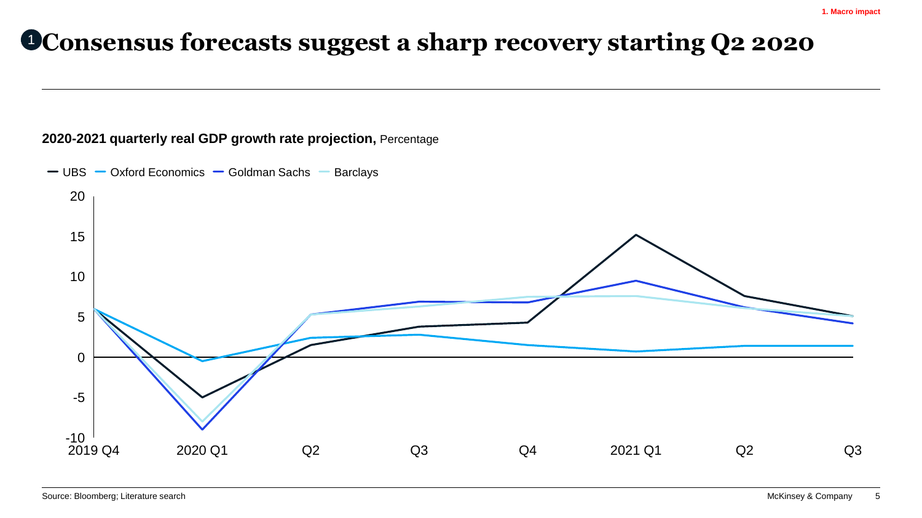1. Macro impact

# 1 Consensus forecasts suggest a sharp recovery starting Q2 2020

**2020-2021 quarterly real GDP growth rate projection,** Percentage

UBS — Oxford Economics — Goldman Sachs — Barclays

20
15
10
5
0
-5
-10

2019 Q4 | 2020 Q1 | Q2 | Q3 | Q4 | 2021 Q1 | Q2 | Q3

Source: Bloomberg; Literature search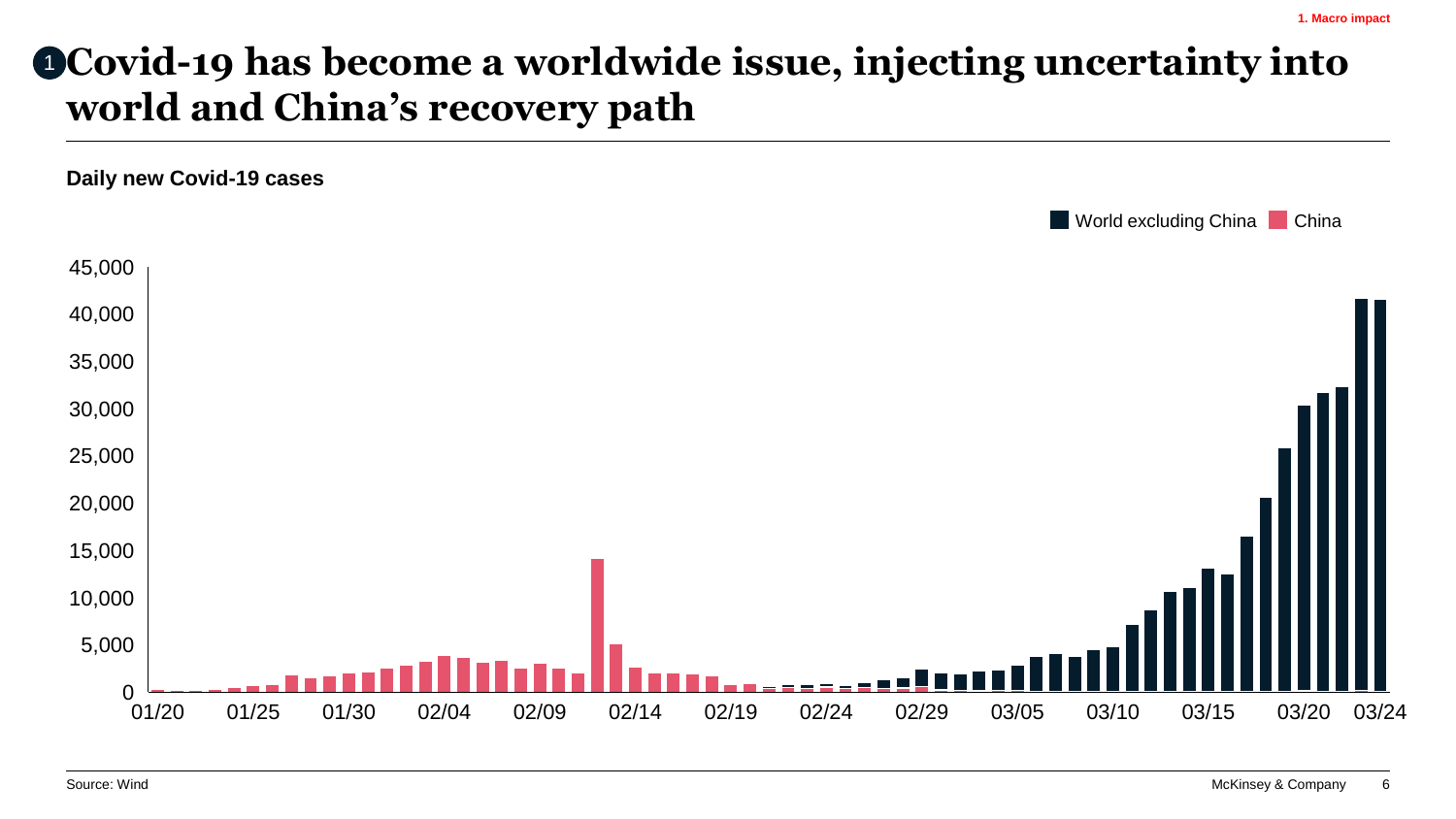1. Macro impact

# 1 Covid-19 has become a worldwide issue, injecting uncertainty into world and China's recovery path

**Daily new Covid-19 cases**

World excluding China | China

45,000
40,000
35,000
30,000
25,000
20,000
15,000
10,000
5,000
0

01/20 01/25 01/30 02/04 02/09 02/14 02/19 02/24 02/29 03/05 03/10 03/15 03/20 03/24

Source: Wind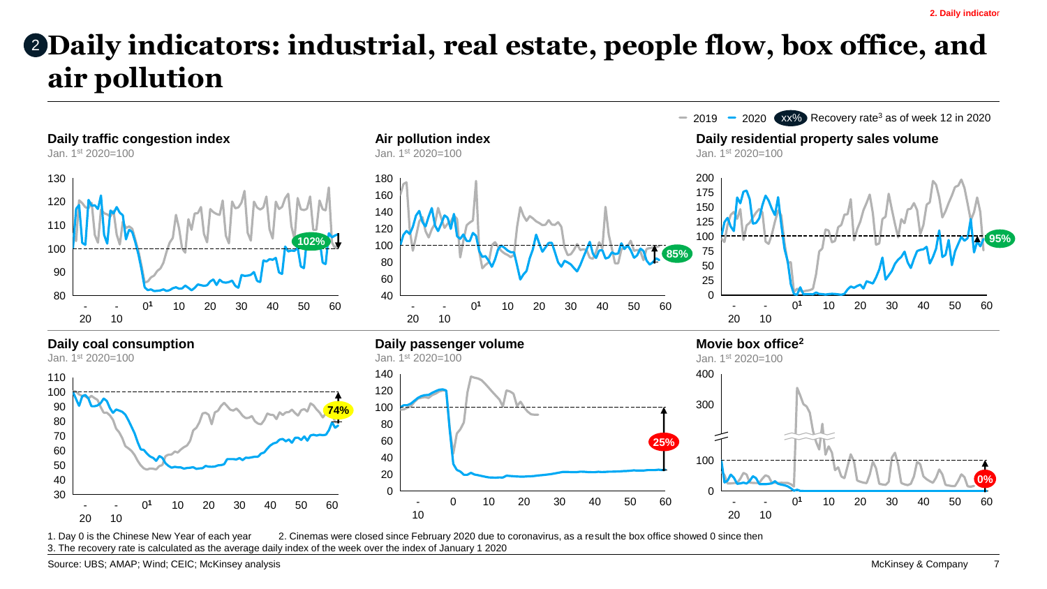# 2 Daily indicators: industrial, real estate, people flow, box office, and air pollution

2019 — 2020 — xx% Recovery rate[3] as of week 12 in 2020

**Daily traffic congestion index**
Jan. 1st 2020=100

102%

**Air pollution index**
Jan. 1st 2020=100

85%

**Daily residential property sales volume**
Jan. 1st 2020=100

95%

**Daily coal consumption**
Jan. 1st 2020=100

74%

**Daily passenger volume**
Jan. 1st 2020=100

25%

**Movie box office[2]**
Jan. 1st 2020=100

0%

1. Day 0 is the Chinese New Year of each year
2. Cinemas were closed since February 2020 due to coronavirus, as a result the box office showed 0 since then
3. The recovery rate is calculated as the average daily index of the week over the index of January 1 2020

Source: UBS; AMAP; Wind; CEIC; McKinsey analysis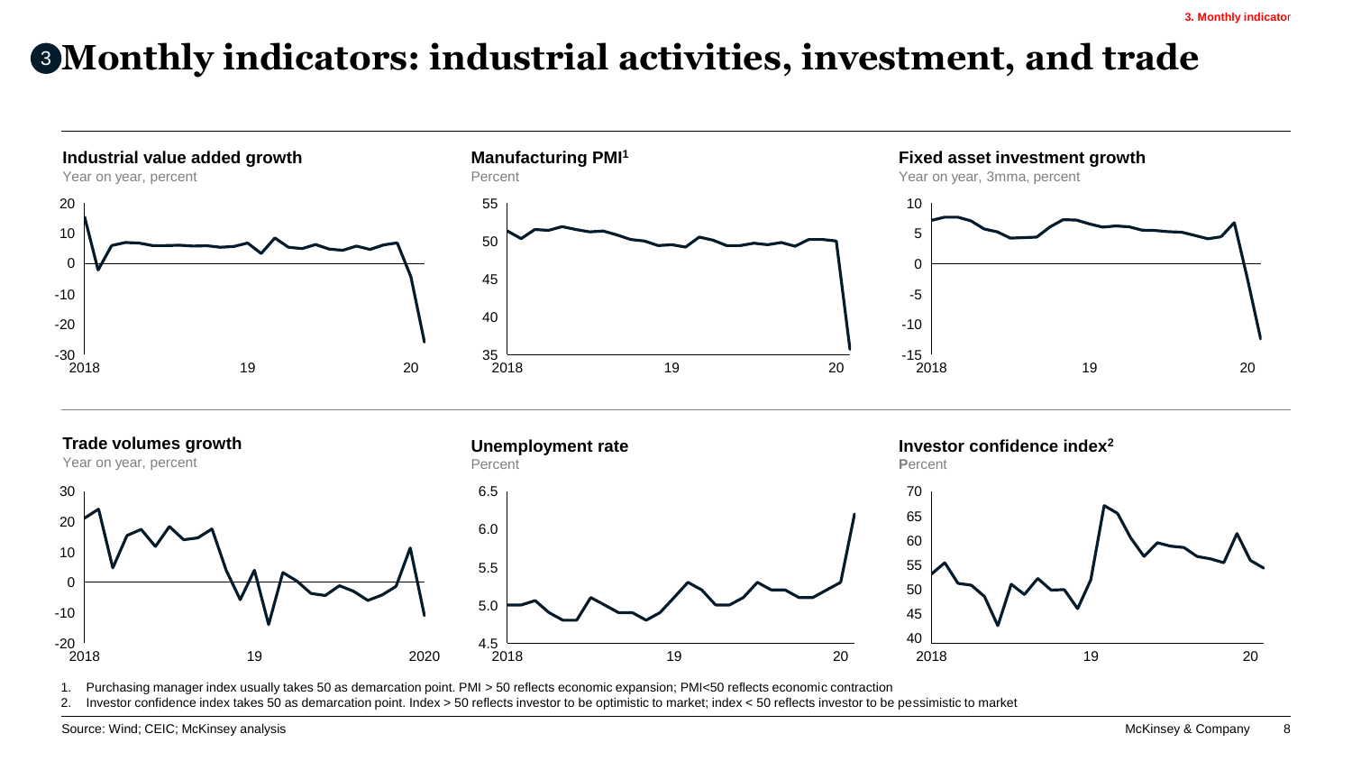# 3 Monthly indicators: industrial activities, investment, and trade

**Industrial value added growth**
Year on year, percent

20
10
0
-10
-20
-30
2018 19 20

**Manufacturing PMI[1]**
Percent

55
50
45
40
35
2018 19 20

**Fixed asset investment growth**
Year on year, 3mma, percent

10
5
0
-5
-10
-15
2018 19 20

**Trade volumes growth**
Year on year, percent

30
20
10
0
-10
-20
2018 19 2020

**Unemployment rate**
Percent

6.5
6.0
5.5
5.0
4.5
2018 19 20

**Investor confidence index[2]**
Percent

70
65
60
55
50
45
40
2018 19 20

1. Purchasing manager index usually takes 50 as demarcation point. PMI > 50 reflects economic expansion; PMI<50 reflects economic contraction
2. Investor confidence index takes 50 as demarcation point. Index > 50 reflects investor to be optimistic to market; index < 50 reflects investor to be pessimistic to market

Source: Wind; CEIC; McKinsey analysis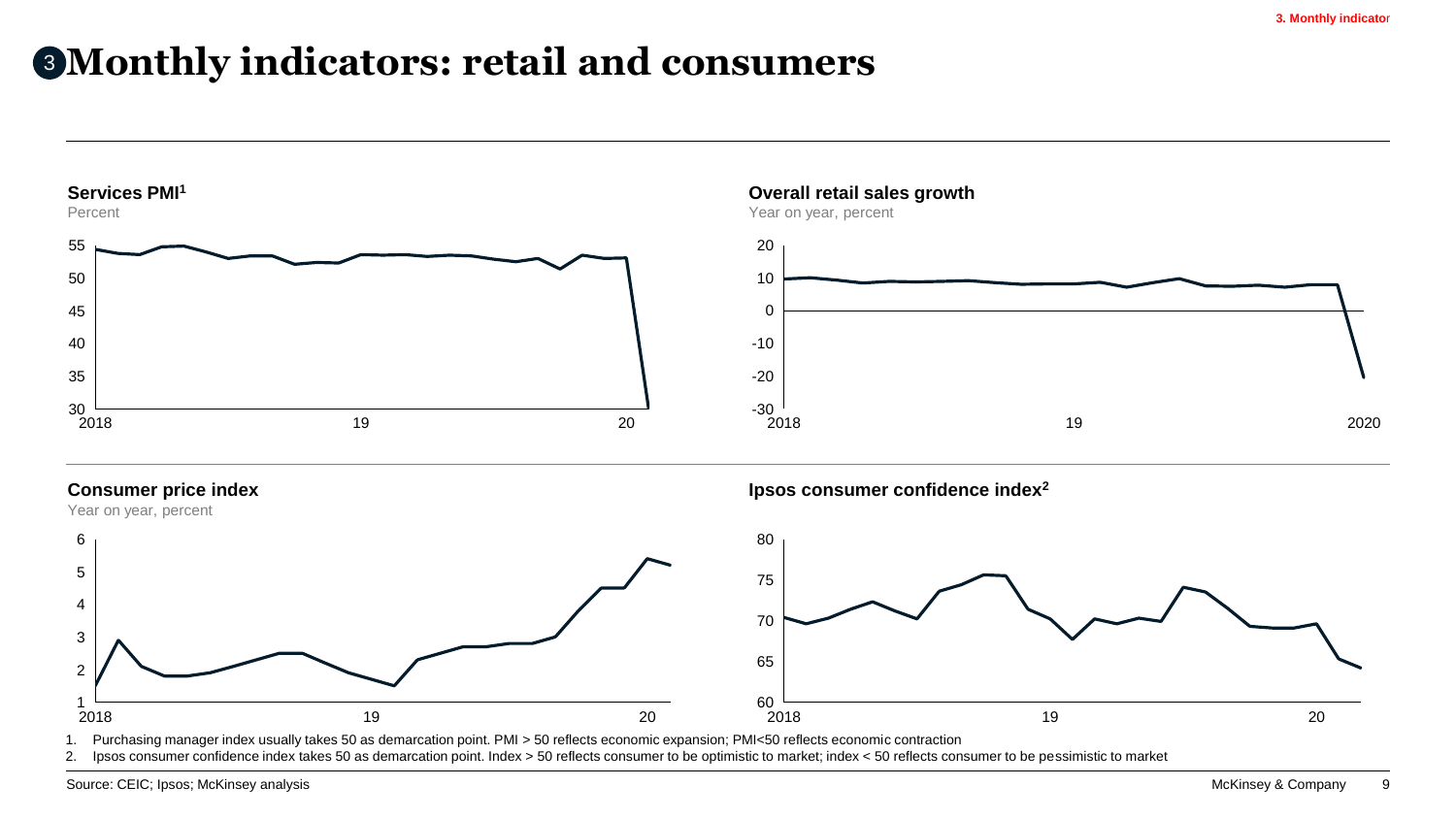# 3 Monthly indicators: retail and consumers

**Services PMI[1]**

Percent

55
50
45
40
35
30

2018 19 20

**Overall retail sales growth**

Year on year, percent

20
10
0
-10
-20
-30

2018 19 2020

**Consumer price index**

Year on year, percent

6
5
4
3
2
1

2018 19 20

**Ipsos consumer confidence index[2]**

80
75
70
65
60

2018 19 20

1. Purchasing manager index usually takes 50 as demarcation point. PMI > 50 reflects economic expansion; PMI<50 reflects economic contraction
2. Ipsos consumer confidence index takes 50 as demarcation point. Index > 50 reflects consumer to be optimistic to market; index < 50 reflects consumer to be pessimistic to market

Source: CEIC; Ipsos; McKinsey analysis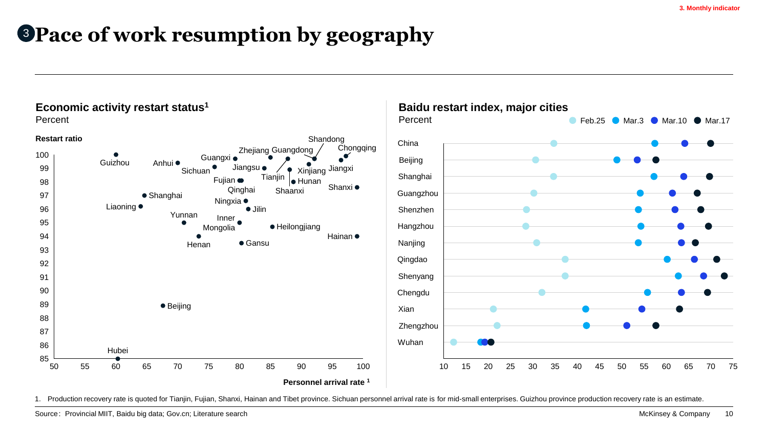3. Monthly indicator

# 3 Pace of work resumption by geography

## Economic activity restart status[1]

Percent

Restart ratio

| Province | Personnel arrival rate | Restart ratio |
|---|---|---|
| Guizhou | 60 | 100 |
| Anhui | 70 | 99.4 |
| Guangxi | 79.3 | 99.7 |
| Sichuan | 76 | 99.1 |
| Jiangsu | 84 | 99 |
| Zhejiang | 85 | 99.8 |
| Guangdong | 88 | 99.7 |
| Shandong | 92 | 99.7 |
| Chongqing | 97 | 100 |
| Jiangxi | 96.5 | 99.6 |
| Tianjin | 88 | 98.9 |
| Xinjiang | 91 | 99.3 |
| Hunan | 88.7 | 98.1 |
| Fujian | 80 | 98.2 |
| Qinghai | 80.3 | 98.2 |
| Shaanxi | 88.7 | 98.1 |
| Shanxi | 99 | 97.6 |
| Shanghai | 64.7 | 97 |
| Ningxia | 81 | 96.6 |
| Liaoning | 64 | 96.2 |
| Jilin | 81.5 | 96 |
| Yunnan | 71 | 95 |
| Inner Mongolia | 80 | 95 |
| Heilongjiang | 85.3 | 94.7 |
| Hainan | 99 | 94 |
| Henan | 73.5 | 94 |
| Gansu | 80.3 | 93.5 |
| Beijing | 67.6 | 88.9 |
| Hubei | 60.3 | 85 |

Personnel arrival rate [1]

## Baidu restart index, major cities

Percent

| City | Feb.25 | Mar.3 | Mar.10 | Mar.17 |
|---|---|---|---|---|
| China | 34.6 | 57.3 | 64.1 | 70 |
| Beijing | 30.5 | 48.8 | 53.4 | 57.5 |
| Shanghai | 34.5 | 57.1 | 63.9 | 69.7 |
| Guangzhou | 30.1 | 54.1 | 61.3 | 66.8 |
| Shenzhen | 28.5 | 53.7 | 61.9 | 67.6 |
| Hangzhou | 28.4 | 54.2 | 63.2 | 69.4 |
| Nanjing | 30.8 | 53.7 | 63.3 | 66.5 |
| Qingdao | 37.1 | 60.2 | 66.2 | 71.4 |
| Shenyang | 37.1 | 62.7 | 68.4 | 73.1 |
| Chengdu | 32 | 55.7 | 63.3 | 69.2 |
| Xian | 21.1 | 41.9 | 54.5 | 62.9 |
| Zhengzhou | 21.9 | 42.1 | 51.1 | 57.5 |
| Wuhan | 12.2 | 18.4 | 19.3 | 20.6 |

1. Production recovery rate is quoted for Tianjin, Fujian, Shanxi, Hainan and Tibet province. Sichuan personnel arrival rate is for mid-small enterprises. Guizhou province production recovery rate is an estimate.

Source: Provincial MIIT, Baidu big data; Gov.cn; Literature search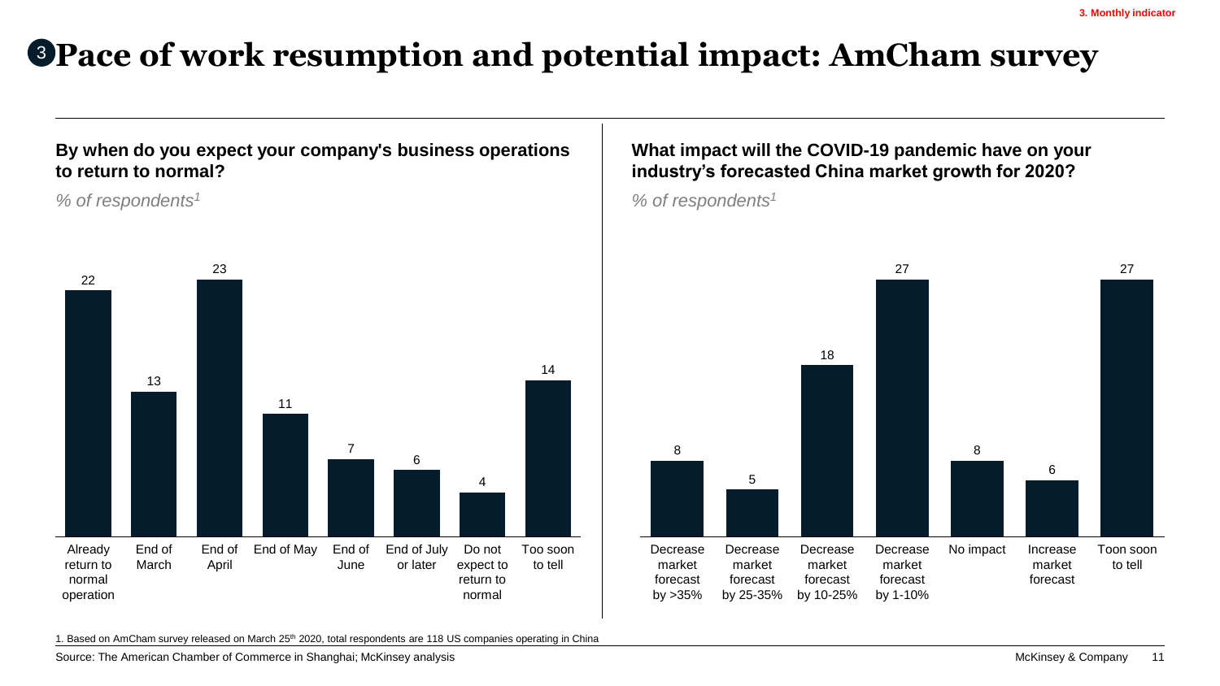3. Monthly indicator

# 3 Pace of work resumption and potential impact: AmCham survey

**By when do you expect your company's business operations to return to normal?**

*% of respondents[1]*

| Response | % of respondents |
|---|---|
| Already return to normal operation | 22 |
| End of March | 13 |
| End of April | 23 |
| End of May | 11 |
| End of June | 7 |
| End of July or later | 6 |
| Do not expect to return to normal | 4 |
| Too soon to tell | 14 |

**What impact will the COVID-19 pandemic have on your industry's forecasted China market growth for 2020?**

*% of respondents[1]*

| Response | % of respondents |
|---|---|
| Decrease market forecast by >35% | 8 |
| Decrease market forecast by 25-35% | 5 |
| Decrease market forecast by 10-25% | 18 |
| Decrease market forecast by 1-10% | 27 |
| No impact | 8 |
| Increase market forecast | 6 |
| Toon soon to tell | 27 |

1. Based on AmCham survey released on March 25th 2020, total respondents are 118 US companies operating in China

Source: The American Chamber of Commerce in Shanghai; McKinsey analysis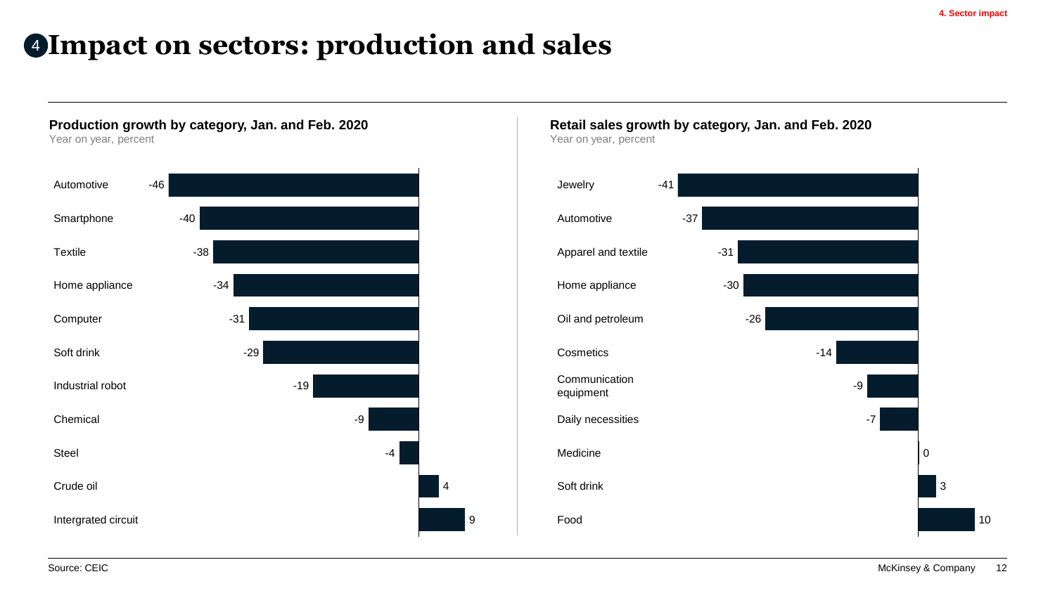# 4 Impact on sectors: production and sales

**Production growth by category, Jan. and Feb. 2020**

Year on year, percent

| Category | Growth |
| --- | --- |
| Automotive | -46 |
| Smartphone | -40 |
| Textile | -38 |
| Home appliance | -34 |
| Computer | -31 |
| Soft drink | -29 |
| Industrial robot | -19 |
| Chemical | -9 |
| Steel | -4 |
| Crude oil | 4 |
| Intergrated circuit | 9 |

**Retail sales growth by category, Jan. and Feb. 2020**

Year on year, percent

| Category | Growth |
| --- | --- |
| Jewelry | -41 |
| Automotive | -37 |
| Apparel and textile | -31 |
| Home appliance | -30 |
| Oil and petroleum | -26 |
| Cosmetics | -14 |
| Communication equipment | -9 |
| Daily necessities | -7 |
| Medicine | 0 |
| Soft drink | 3 |
| Food | 10 |

Source: CEIC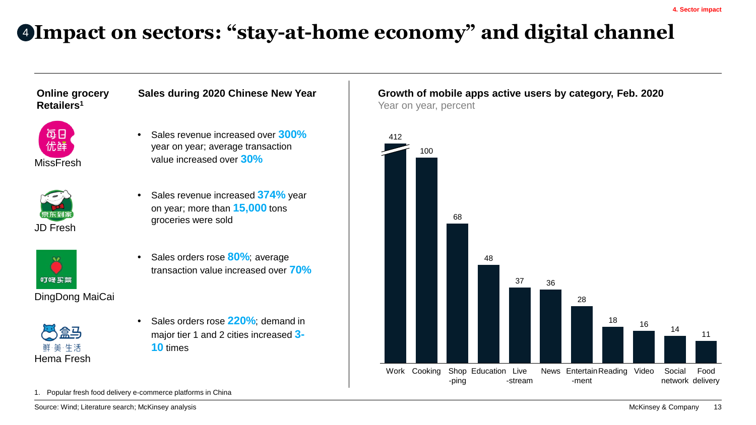# 4 Impact on sectors: “stay-at-home economy” and digital channel

| Online grocery Retailers[1] | Sales during 2020 Chinese New Year |
| --- | --- |
| MissFresh | Sales revenue increased over **300%** year on year; average transaction value increased over **30%** |
| JD Fresh | Sales revenue increased **374%** year on year; more than **15,000** tons groceries were sold |
| DingDong MaiCai | Sales orders rose **80%**; average transaction value increased over **70%** |
| Hema Fresh | Sales orders rose **220%**; demand in major tier 1 and 2 cities increased **3-10** times |

**Growth of mobile apps active users by category, Feb. 2020**
Year on year, percent

| Category | Growth (%) |
| --- | --- |
| Work | 412 |
| Cooking | 100 |
| Shopping | 68 |
| Education | 48 |
| Live-stream | 37 |
| News | 36 |
| Entertainment | 28 |
| Reading | 18 |
| Video | 16 |
| Social network | 14 |
| Food delivery | 11 |

1. Popular fresh food delivery e-commerce platforms in China

Source: Wind; Literature search; McKinsey analysis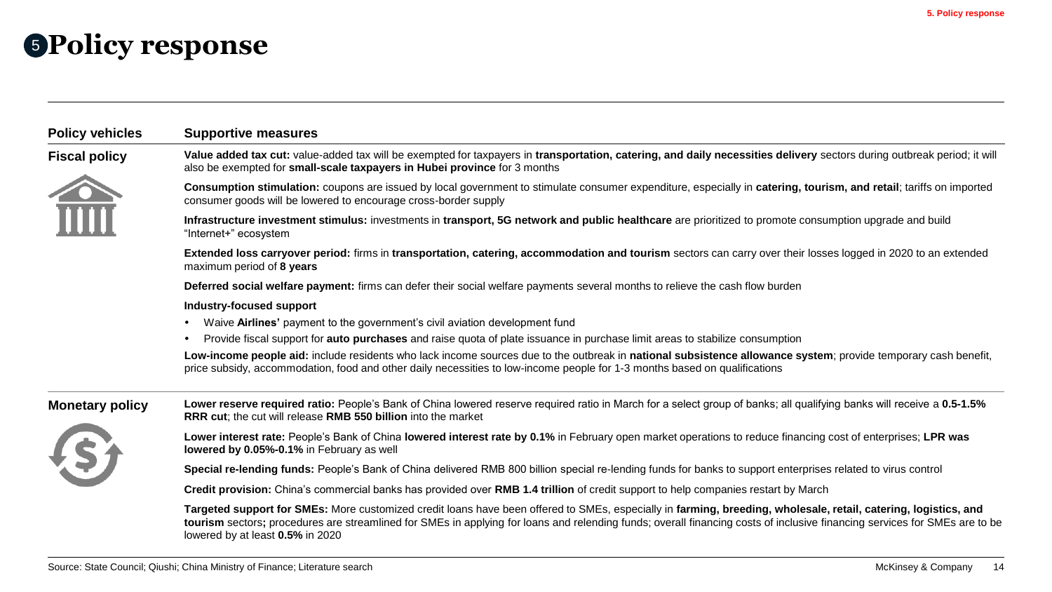# 5 Policy response

| Policy vehicles | Supportive measures |
|---|---|
| **Fiscal policy** | **Value added tax cut:** value-added tax will be exempted for taxpayers in **transportation, catering, and daily necessities delivery** sectors during outbreak period; it will also be exempted for **small-scale taxpayers in Hubei province** for 3 months |
| | **Consumption stimulation:** coupons are issued by local government to stimulate consumer expenditure, especially in **catering, tourism, and retail**; tariffs on imported consumer goods will be lowered to encourage cross-border supply |
| | **Infrastructure investment stimulus:** investments in **transport, 5G network and public healthcare** are prioritized to promote consumption upgrade and build "Internet+" ecosystem |
| | **Extended loss carryover period:** firms in **transportation, catering, accommodation and tourism** sectors can carry over their losses logged in 2020 to an extended maximum period of **8 years** |
| | **Deferred social welfare payment:** firms can defer their social welfare payments several months to relieve the cash flow burden |
| | **Industry-focused support**<br>• Waive **Airlines'** payment to the government's civil aviation development fund<br>• Provide fiscal support for **auto purchases** and raise quota of plate issuance in purchase limit areas to stabilize consumption |
| | **Low-income people aid:** include residents who lack income sources due to the outbreak in **national subsistence allowance system**; provide temporary cash benefit, price subsidy, accommodation, food and other daily necessities to low-income people for 1-3 months based on qualifications |
| **Monetary policy** | **Lower reserve required ratio:** People's Bank of China lowered reserve required ratio in March for a select group of banks; all qualifying banks will receive a **0.5-1.5% RRR cut**; the cut will release **RMB 550 billion** into the market |
| | **Lower interest rate:** People's Bank of China **lowered interest rate by 0.1%** in February open market operations to reduce financing cost of enterprises; **LPR was lowered by 0.05%-0.1%** in February as well |
| | **Special re-lending funds:** People's Bank of China delivered RMB 800 billion special re-lending funds for banks to support enterprises related to virus control |
| | **Credit provision:** China's commercial banks has provided over **RMB 1.4 trillion** of credit support to help companies restart by March |
| | **Targeted support for SMEs:** More customized credit loans have been offered to SMEs, especially in **farming, breeding, wholesale, retail, catering, logistics, and tourism** sectors**;** procedures are streamlined for SMEs in applying for loans and relending funds; overall financing costs of inclusive financing services for SMEs are to be lowered by at least **0.5%** in 2020 |

Source: State Council; Qiushi; China Ministry of Finance; Literature search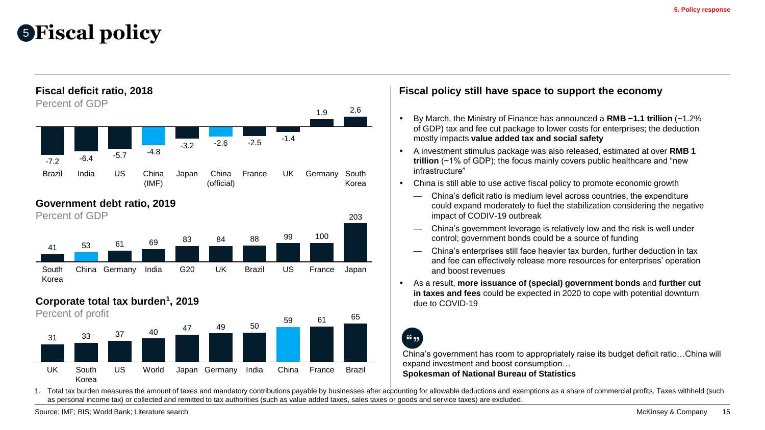# 5 Fiscal policy

### Fiscal deficit ratio, 2018

Percent of GDP

| Brazil | India | US | China (IMF) | Japan | China (official) | France | UK | Germany | South Korea |
|---|---|---|---|---|---|---|---|---|---|
| -7.2 | -6.4 | -5.7 | -4.8 | -3.2 | -2.6 | -2.5 | -1.4 | 1.9 | 2.6 |

### Government debt ratio, 2019

Percent of GDP

| South Korea | China | Germany | India | G20 | UK | Brazil | US | France | Japan |
|---|---|---|---|---|---|---|---|---|---|
| 41 | 53 | 61 | 69 | 83 | 84 | 88 | 99 | 100 | 203 |

### Corporate total tax burden[1], 2019

Percent of profit

| UK | South Korea | US | World | Japan | Germany | India | China | France | Brazil |
|---|---|---|---|---|---|---|---|---|---|
| 31 | 33 | 37 | 40 | 47 | 49 | 50 | 59 | 61 | 65 |

### Fiscal policy still have space to support the economy

- By March, the Ministry of Finance has announced a **RMB ~1.1 trillion** (~1.2% of GDP) tax and fee cut package to lower costs for enterprises; the deduction mostly impacts **value added tax and social safety**
- A investment stimulus package was also released, estimated at over **RMB 1 trillion** (~1% of GDP); the focus mainly covers public healthcare and "new infrastructure"
- China is still able to use active fiscal policy to promote economic growth
  - China's deficit ratio is medium level across countries, the expenditure could expand moderately to fuel the stabilization considering the negative impact of CODIV-19 outbreak
  - China's government leverage is relatively low and the risk is well under control; government bonds could be a source of funding
  - China's enterprises still face heavier tax burden, further deduction in tax and fee can effectively release more resources for enterprises' operation and boost revenues
- As a result, **more issuance of (special) government bonds** and **further cut in taxes and fees** could be expected in 2020 to cope with potential downturn due to COVID-19

"China's government has room to appropriately raise its budget deficit ratio…China will expand investment and boost consumption…

**Spokesman of National Bureau of Statistics**

1. Total tax burden measures the amount of taxes and mandatory contributions payable by businesses after accounting for allowable deductions and exemptions as a share of commercial profits. Taxes withheld (such as personal income tax) or collected and remitted to tax authorities (such as value added taxes, sales taxes or goods and service taxes) are excluded.

Source: IMF; BIS; World Bank; Literature search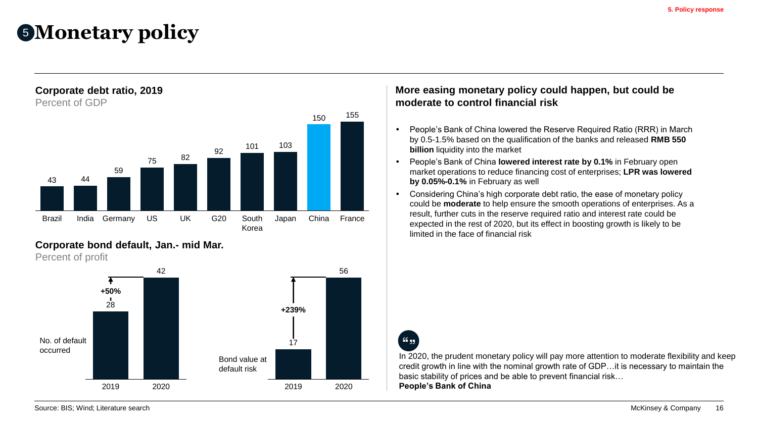# 5 Monetary policy

**Corporate debt ratio, 2019**

Percent of GDP

43 Brazil
44 India
59 Germany
75 US
82 UK
92 G20
101 South Korea
103 Japan
150 China
155 France

**Corporate bond default, Jan.- mid Mar.**

Percent of profit

No. of default occurred
28 2019
42 2020
+50%

Bond value at default risk
17 2019
56 2020
+239%

## More easing monetary policy could happen, but could be moderate to control financial risk

- People's Bank of China lowered the Reserve Required Ratio (RRR) in March by 0.5-1.5% based on the qualification of the banks and released **RMB 550 billion** liquidity into the market
- People's Bank of China **lowered interest rate by 0.1%** in February open market operations to reduce financing cost of enterprises; **LPR was lowered by 0.05%-0.1%** in February as well
- Considering China's high corporate debt ratio, the ease of monetary policy could be **moderate** to help ensure the smooth operations of enterprises. As a result, further cuts in the reserve required ratio and interest rate could be expected in the rest of 2020, but its effect in boosting growth is likely to be limited in the face of financial risk

"In 2020, the prudent monetary policy will pay more attention to moderate flexibility and keep credit growth in line with the nominal growth rate of GDP…it is necessary to maintain the basic stability of prices and be able to prevent financial risk…"

**People's Bank of China**

Source: BIS; Wind; Literature search